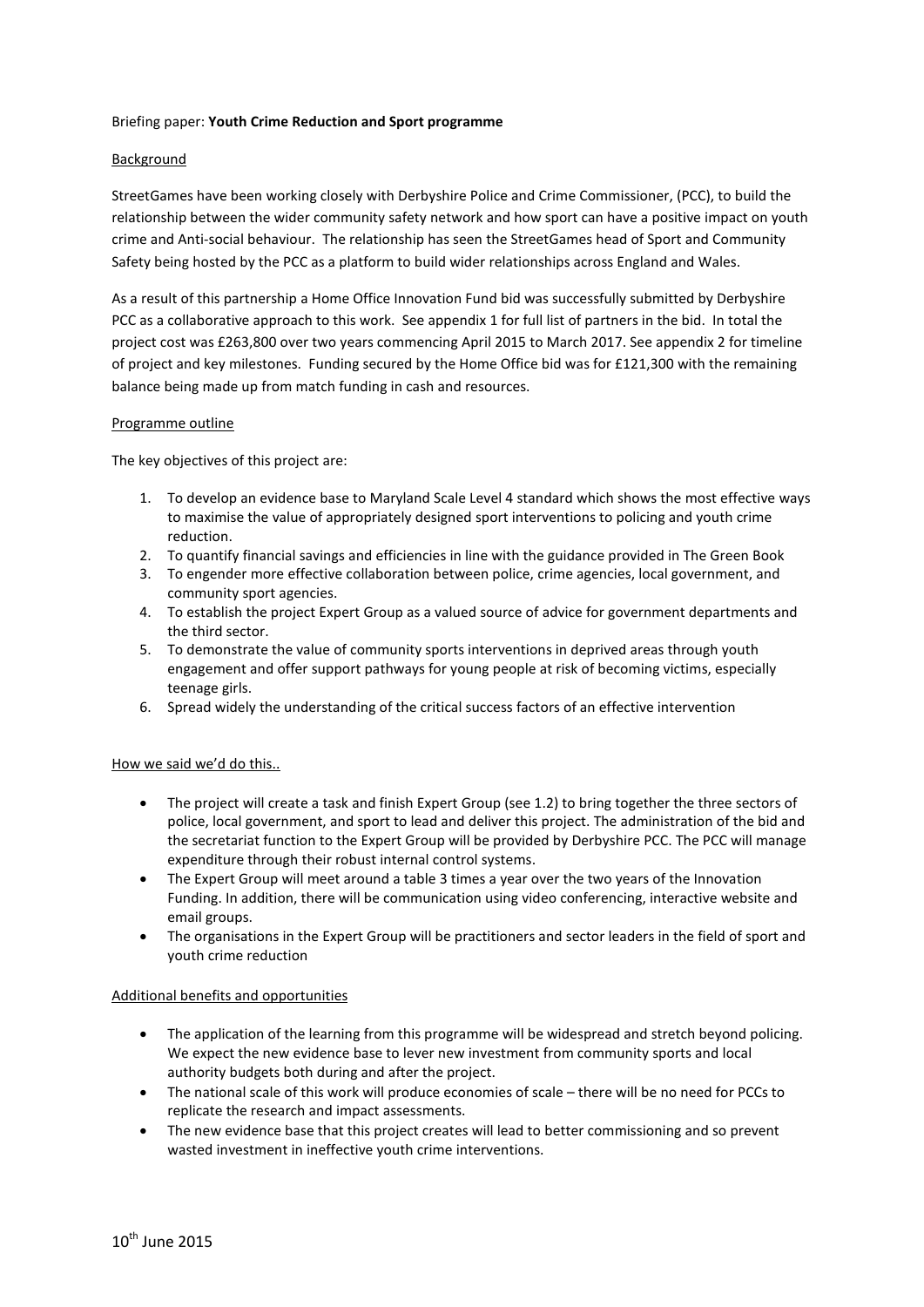Briefing paper: **Youth Crime Reduction and Sport programme**

## Background

StreetGames have been working closely with Derbyshire Police and Crime Commissioner, (PCC), to build the relationship between the wider community safety network and how sport can have a positive impact on youth crime and Anti-social behaviour. The relationship has seen the StreetGames head of Sport and Community Safety being hosted by the PCC as a platform to build wider relationships across England and Wales.

As a result of this partnership a Home Office Innovation Fund bid was successfully submitted by Derbyshire PCC as a collaborative approach to this work. See appendix 1 for full list of partners in the bid. In total the project cost was £263,800 over two years commencing April 2015 to March 2017. See appendix 2 for timeline of project and key milestones. Funding secured by the Home Office bid was for £121,300 with the remaining balance being made up from match funding in cash and resources.

## Programme outline

The key objectives of this project are:

1. To develop an evidence base to Maryland Scale Level 4 standard which shows the most effective ways to maximise the value of appropriately designed sport interventions to policing and youth crime reduction.
2. To quantify financial savings and efficiencies in line with the guidance provided in The Green Book
3. To engender more effective collaboration between police, crime agencies, local government, and community sport agencies.
4. To establish the project Expert Group as a valued source of advice for government departments and the third sector.
5. To demonstrate the value of community sports interventions in deprived areas through youth engagement and offer support pathways for young people at risk of becoming victims, especially teenage girls.
6. Spread widely the understanding of the critical success factors of an effective intervention

## How we said we'd do this..

- The project will create a task and finish Expert Group (see 1.2) to bring together the three sectors of police, local government, and sport to lead and deliver this project. The administration of the bid and the secretariat function to the Expert Group will be provided by Derbyshire PCC. The PCC will manage expenditure through their robust internal control systems.
- The Expert Group will meet around a table 3 times a year over the two years of the Innovation Funding. In addition, there will be communication using video conferencing, interactive website and email groups.
- The organisations in the Expert Group will be practitioners and sector leaders in the field of sport and youth crime reduction

## Additional benefits and opportunities

- The application of the learning from this programme will be widespread and stretch beyond policing. We expect the new evidence base to lever new investment from community sports and local authority budgets both during and after the project.
- The national scale of this work will produce economies of scale – there will be no need for PCCs to replicate the research and impact assessments.
- The new evidence base that this project creates will lead to better commissioning and so prevent wasted investment in ineffective youth crime interventions.

10th June 2015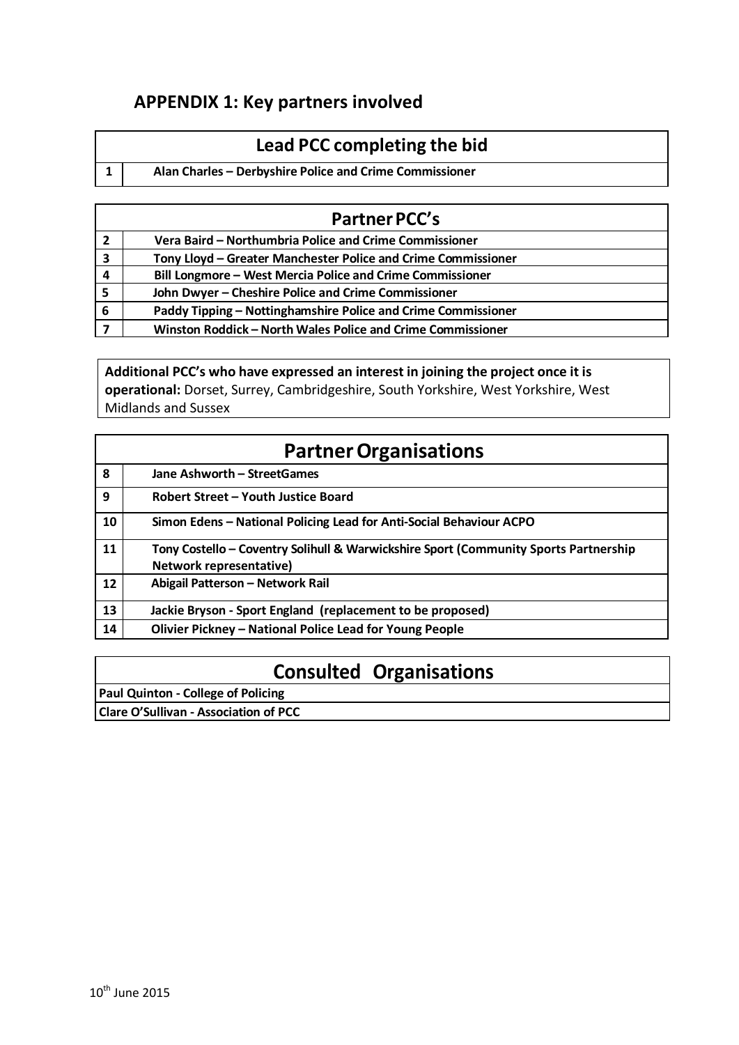## APPENDIX 1: Key partners involved

| Lead PCC completing the bid | |
|---|---|
| 1 | **Alan Charles – Derbyshire Police and Crime Commissioner** |

| Partner PCC's | |
|---|---|
| 2 | **Vera Baird – Northumbria Police and Crime Commissioner** |
| 3 | **Tony Lloyd – Greater Manchester Police and Crime Commissioner** |
| 4 | **Bill Longmore – West Mercia Police and Crime Commissioner** |
| 5 | **John Dwyer – Cheshire Police and Crime Commissioner** |
| 6 | **Paddy Tipping – Nottinghamshire Police and Crime Commissioner** |
| 7 | **Winston Roddick – North Wales Police and Crime Commissioner** |

**Additional PCC's who have expressed an interest in joining the project once it is operational:** Dorset, Surrey, Cambridgeshire, South Yorkshire, West Yorkshire, West Midlands and Sussex

| Partner Organisations | |
|---|---|
| 8 | **Jane Ashworth – StreetGames** |
| 9 | **Robert Street – Youth Justice Board** |
| 10 | **Simon Edens – National Policing Lead for Anti-Social Behaviour ACPO** |
| 11 | **Tony Costello – Coventry Solihull & Warwickshire Sport (Community Sports Partnership Network representative)** |
| 12 | **Abigail Patterson – Network Rail** |
| 13 | **Jackie Bryson - Sport England (replacement to be proposed)** |
| 14 | **Olivier Pickney – National Police Lead for Young People** |

| Consulted Organisations |
|---|
| **Paul Quinton - College of Policing** |
| **Clare O'Sullivan - Association of PCC** |

10th June 2015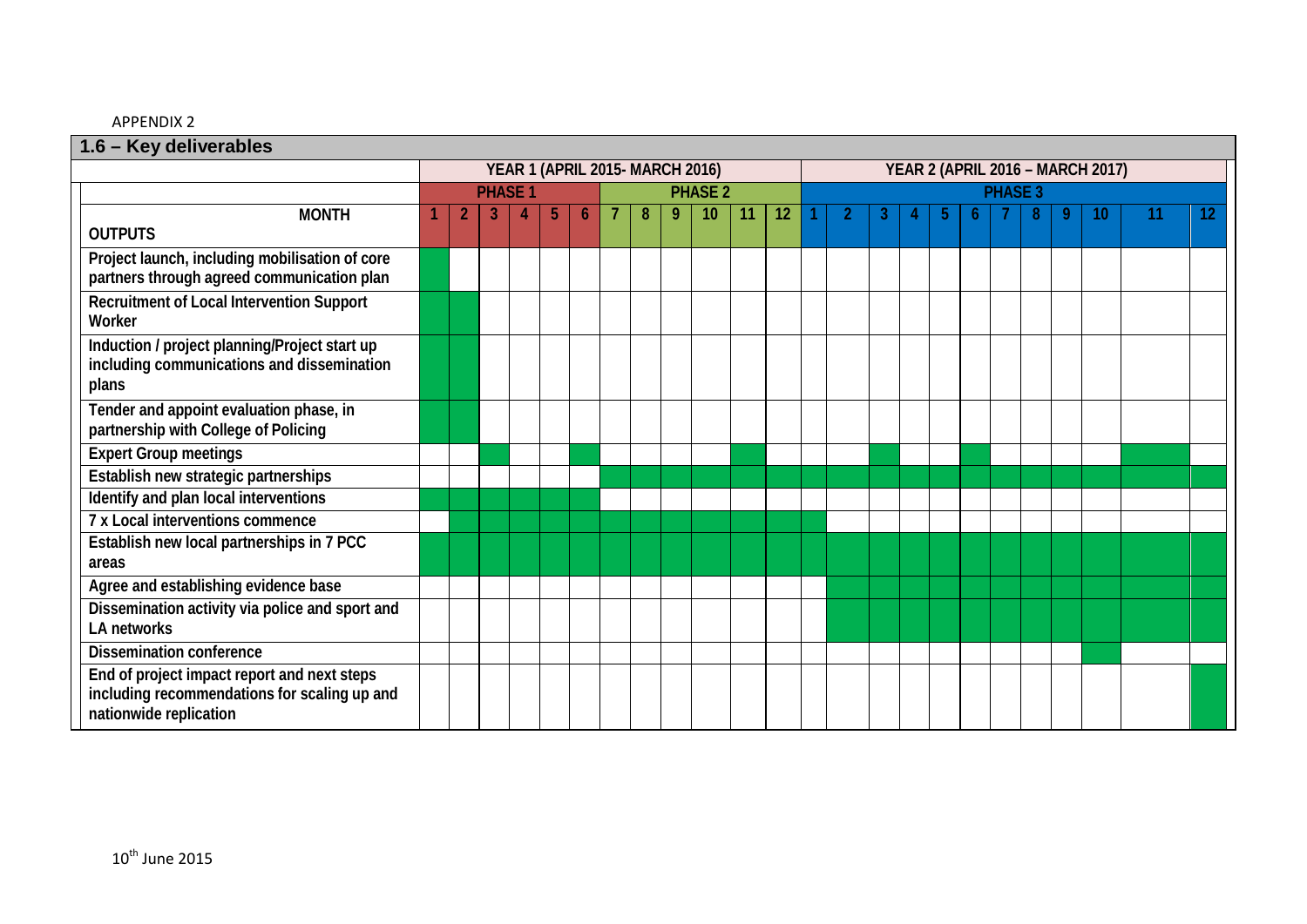APPENDIX 2

## 1.6 – Key deliverables

| | YEAR 1 (APRIL 2015- MARCH 2016) | | | | | | | | | | | | YEAR 2 (APRIL 2016 – MARCH 2017) | | | | | | | | | | | |
|---|---|---|---|---|---|---|---|---|---|---|---|---|---|---|---|---|---|---|---|---|---|---|---|---|
| | PHASE 1 | | | | | | PHASE 2 | | | | | | PHASE 3 | | | | | | | | | | | |
| MONTH<br>OUTPUTS | 1 | 2 | 3 | 4 | 5 | 6 | 7 | 8 | 9 | 10 | 11 | 12 | 1 | 2 | 3 | 4 | 5 | 6 | 7 | 8 | 9 | 10 | 11 | 12 |
| Project launch, including mobilisation of core partners through agreed communication plan | ■ | | | | | | | | | | | | | | | | | | | | | | | |
| Recruitment of Local Intervention Support Worker | ■ | ■ | | | | | | | | | | | | | | | | | | | | | | |
| Induction / project planning/Project start up including communications and dissemination plans | ■ | ■ | | | | | | | | | | | | | | | | | | | | | | |
| Tender and appoint evaluation phase, in partnership with College of Policing | ■ | ■ | | | | | | | | | | | | | | | | | | | | | | |
| Expert Group meetings | | | ■ | | | ■ | | | | | ■ | | | | ■ | | | ■ | | | | | ■ | |
| Establish new strategic partnerships | | | | | | | ■ | ■ | ■ | ■ | ■ | ■ | ■ | ■ | ■ | ■ | ■ | ■ | ■ | ■ | ■ | ■ | ■ | ■ |
| Identify and plan local interventions | ■ | ■ | ■ | ■ | ■ | ■ | | | | | | | | | | | | | | | | | | |
| 7 x Local interventions commence | | ■ | ■ | ■ | ■ | ■ | ■ | ■ | ■ | ■ | ■ | ■ | ■ | | | | | | | | | | | |
| Establish new local partnerships in 7 PCC areas | ■ | ■ | ■ | ■ | ■ | ■ | ■ | ■ | ■ | ■ | ■ | ■ | ■ | ■ | ■ | ■ | ■ | ■ | ■ | ■ | ■ | ■ | ■ | ■ |
| Agree and establishing evidence base | | | | | | | | | | | | | | ■ | ■ | ■ | ■ | ■ | ■ | ■ | ■ | ■ | ■ | ■ |
| Dissemination activity via police and sport and LA networks | | | | | | | | | | | | | | ■ | ■ | ■ | ■ | ■ | ■ | ■ | ■ | ■ | ■ | ■ |
| Dissemination conference | | | | | | | | | | | | | | | | | | | | | | ■ | | |
| End of project impact report and next steps including recommendations for scaling up and nationwide replication | | | | | | | | | | | | | | | | | | | | | | | | ■ |

10th June 2015